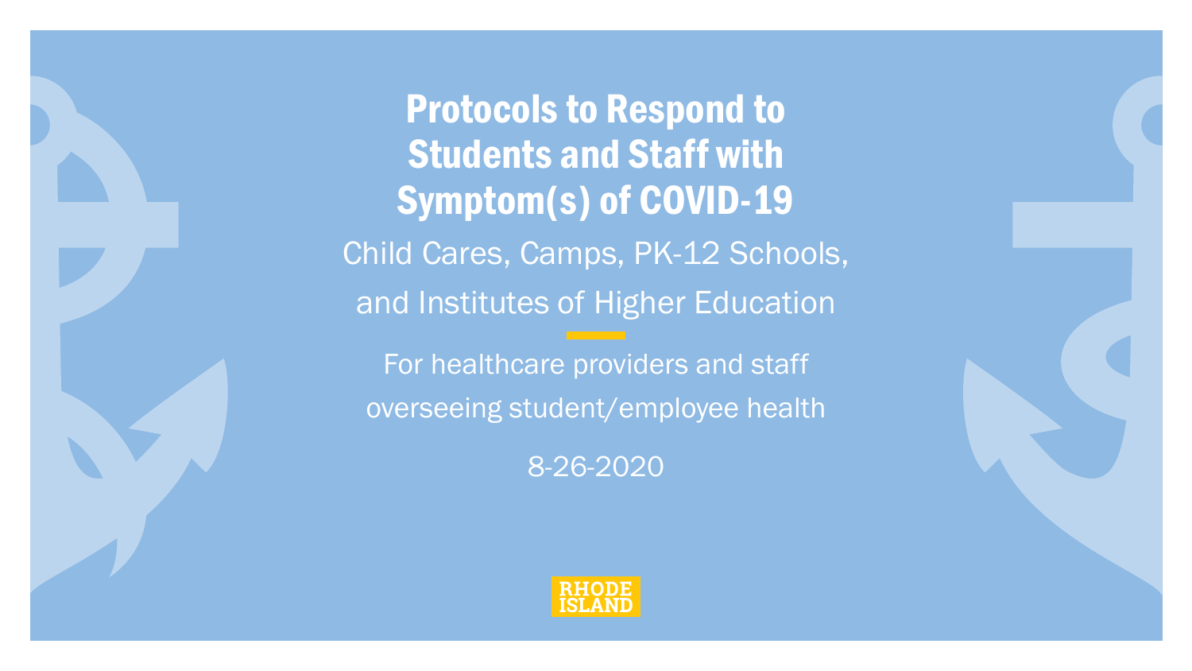# Protocols to Respond to Students and Staff with Symptom(s) of COVID-19

Child Cares, Camps, PK-12 Schools, and Institutes of Higher Education

For healthcare providers and staff overseeing student/employee health

8-26-2020

RHODE ISLAND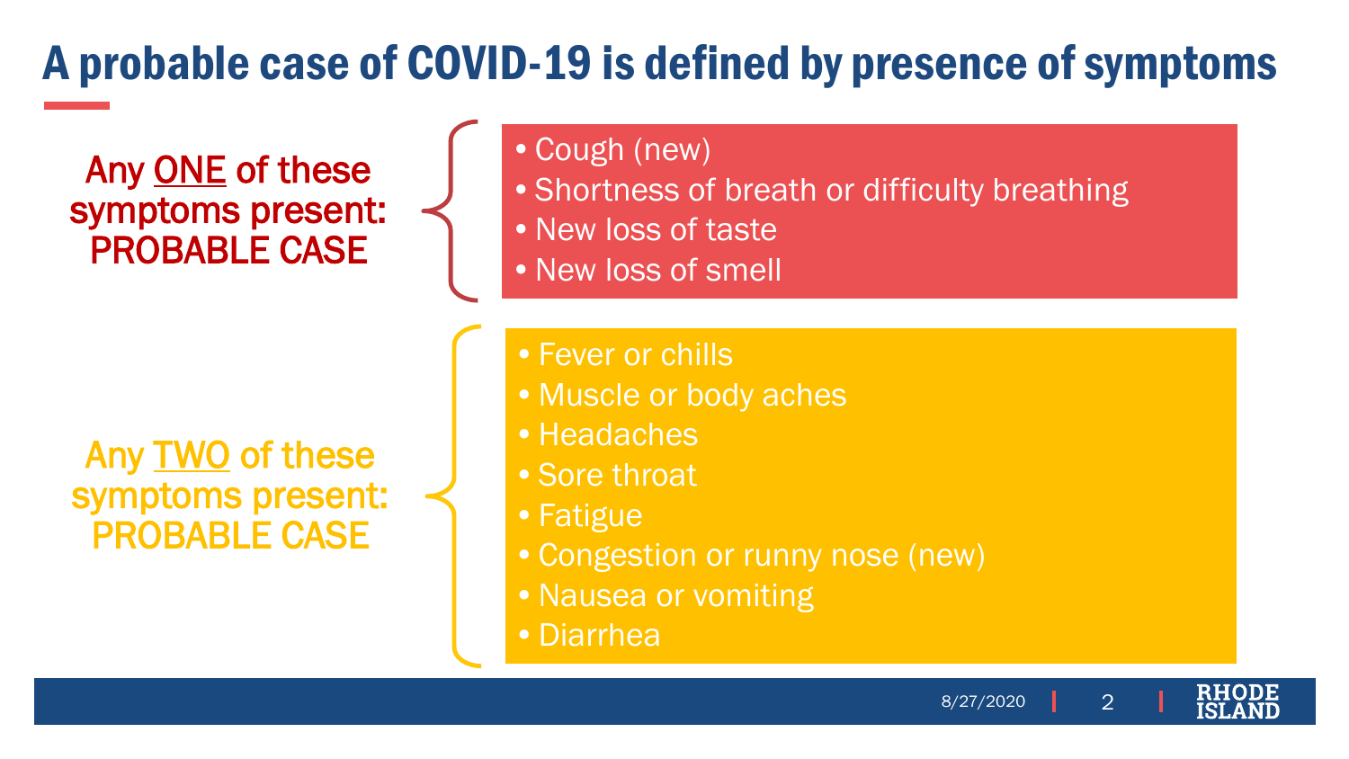# A probable case of COVID-19 is defined by presence of symptoms

Any ONE of these symptoms present: PROBABLE CASE

- Cough (new)
- Shortness of breath or difficulty breathing
- New loss of taste
- New loss of smell

Any TWO of these symptoms present: PROBABLE CASE

- Fever or chills
- Muscle or body aches
- Headaches
- Sore throat
- Fatigue
- Congestion or runny nose (new)
- Nausea or vomiting
- Diarrhea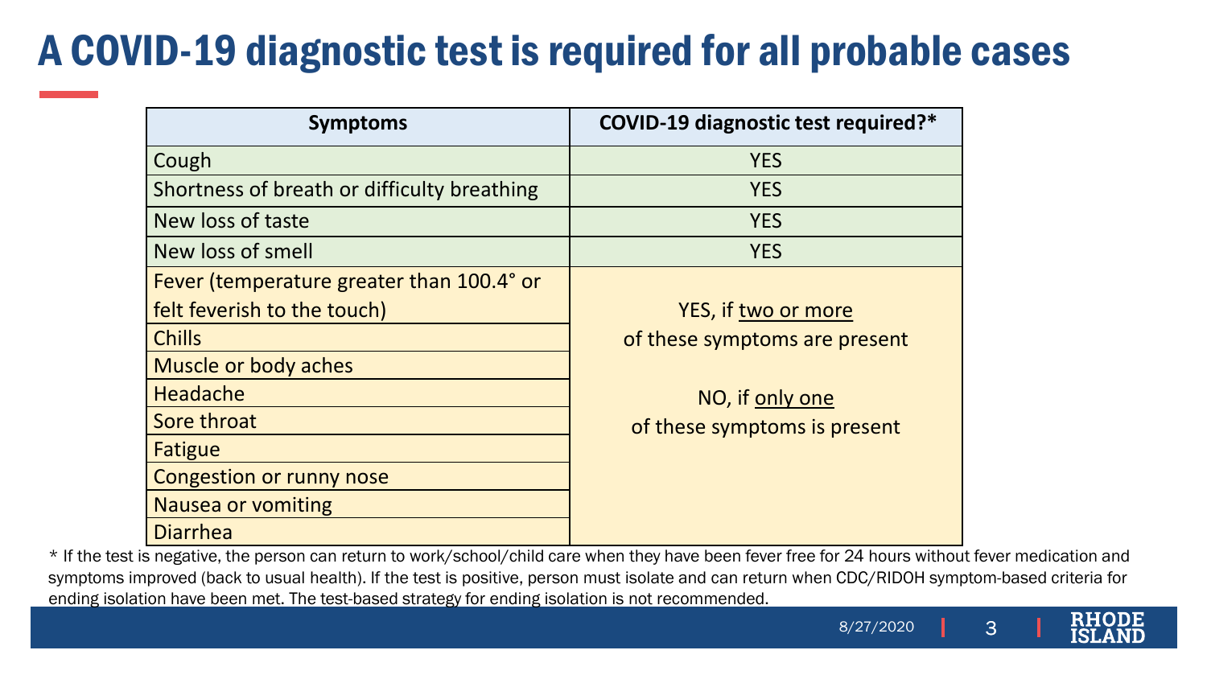# A COVID-19 diagnostic test is required for all probable cases

| Symptoms | COVID-19 diagnostic test required?* |
|---|---|
| Cough | YES |
| Shortness of breath or difficulty breathing | YES |
| New loss of taste | YES |
| New loss of smell | YES |
| Fever (temperature greater than 100.4° or felt feverish to the touch) | YES, if two or more of these symptoms are present<br><br>NO, if only one of these symptoms is present |
| Chills | |
| Muscle or body aches | |
| Headache | |
| Sore throat | |
| Fatigue | |
| Congestion or runny nose | |
| Nausea or vomiting | |
| Diarrhea | |

* If the test is negative, the person can return to work/school/child care when they have been fever free for 24 hours without fever medication and symptoms improved (back to usual health). If the test is positive, person must isolate and can return when CDC/RIDOH symptom-based criteria for ending isolation have been met. The test-based strategy for ending isolation is not recommended.

8/27/2020

RHODE ISLAND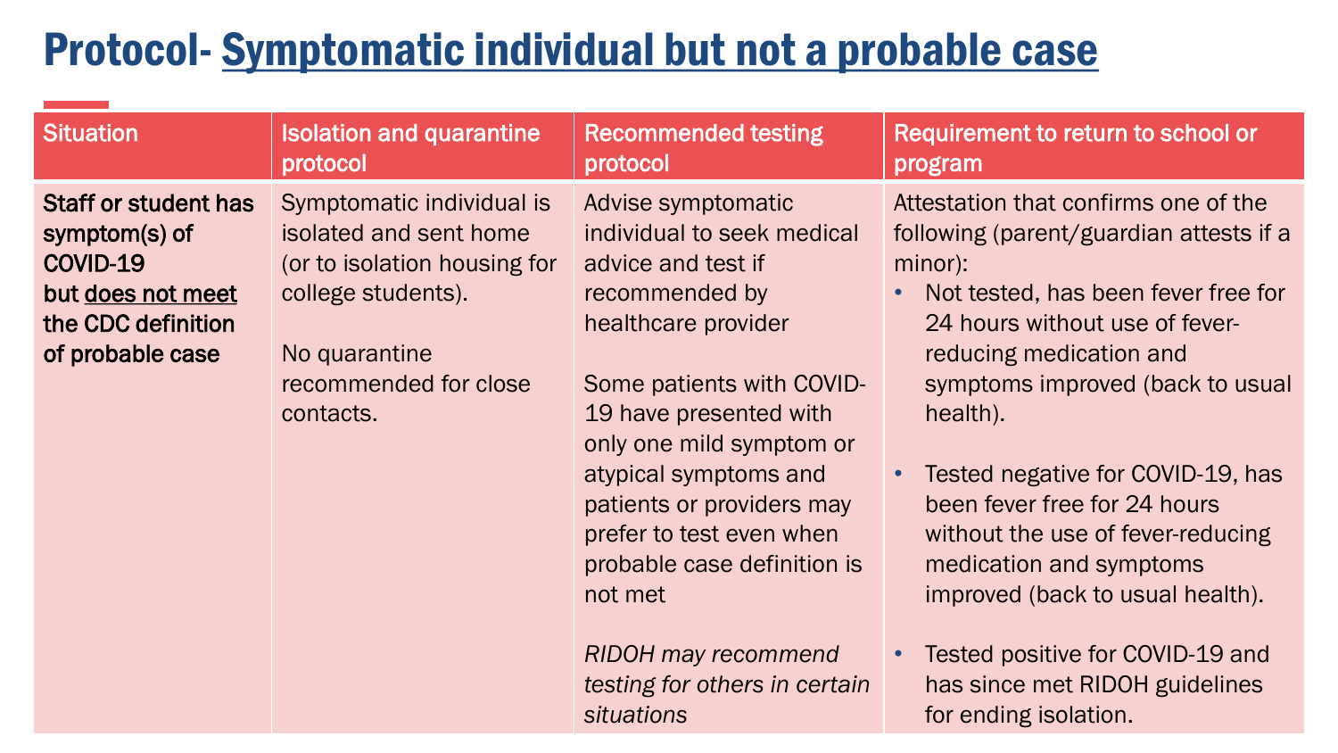# Protocol- Symptomatic individual but not a probable case

| Situation | Isolation and quarantine protocol | Recommended testing protocol | Requirement to return to school or program |
|---|---|---|---|
| **Staff or student has symptom(s) of COVID-19 but does not meet the CDC definition of probable case** | Symptomatic individual is isolated and sent home (or to isolation housing for college students).<br><br>No quarantine recommended for close contacts. | Advise symptomatic individual to seek medical advice and test if recommended by healthcare provider<br><br>Some patients with COVID-19 have presented with only one mild symptom or atypical symptoms and patients or providers may prefer to test even when probable case definition is not met<br><br>*RIDOH may recommend testing for others in certain situations* | Attestation that confirms one of the following (parent/guardian attests if a minor):<br>• Not tested, has been fever free for 24 hours without use of fever-reducing medication and symptoms improved (back to usual health).<br>• Tested negative for COVID-19, has been fever free for 24 hours without the use of fever-reducing medication and symptoms improved (back to usual health).<br>• Tested positive for COVID-19 and has since met RIDOH guidelines for ending isolation. |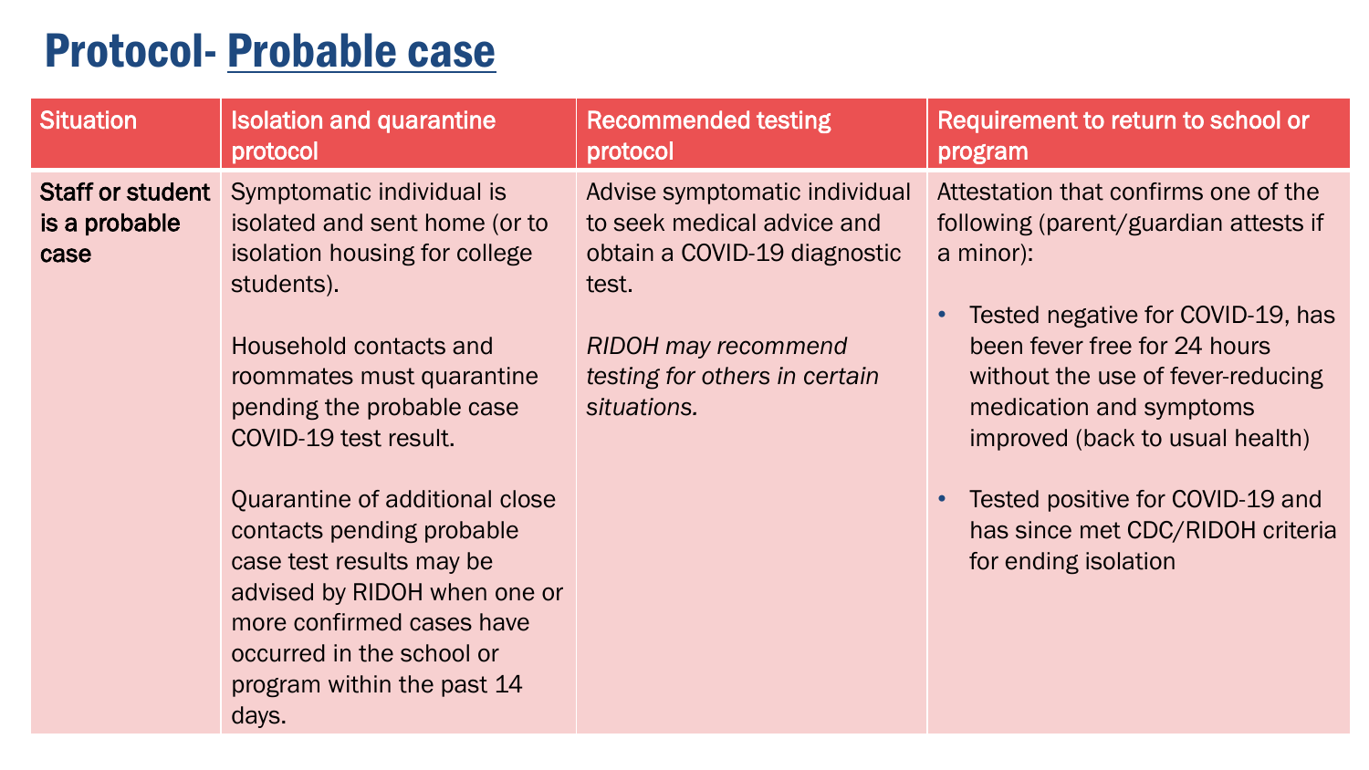# Protocol- Probable case

| Situation | Isolation and quarantine protocol | Recommended testing protocol | Requirement to return to school or program |
|---|---|---|---|
| **Staff or student is a probable case** | Symptomatic individual is isolated and sent home (or to isolation housing for college students).<br><br>Household contacts and roommates must quarantine pending the probable case COVID-19 test result.<br><br>Quarantine of additional close contacts pending probable case test results may be advised by RIDOH when one or more confirmed cases have occurred in the school or program within the past 14 days. | Advise symptomatic individual to seek medical advice and obtain a COVID-19 diagnostic test.<br><br>*RIDOH may recommend testing for others in certain situations.* | Attestation that confirms one of the following (parent/guardian attests if a minor):<br><br>• Tested negative for COVID-19, has been fever free for 24 hours without the use of fever-reducing medication and symptoms improved (back to usual health)<br><br>• Tested positive for COVID-19 and has since met CDC/RIDOH criteria for ending isolation |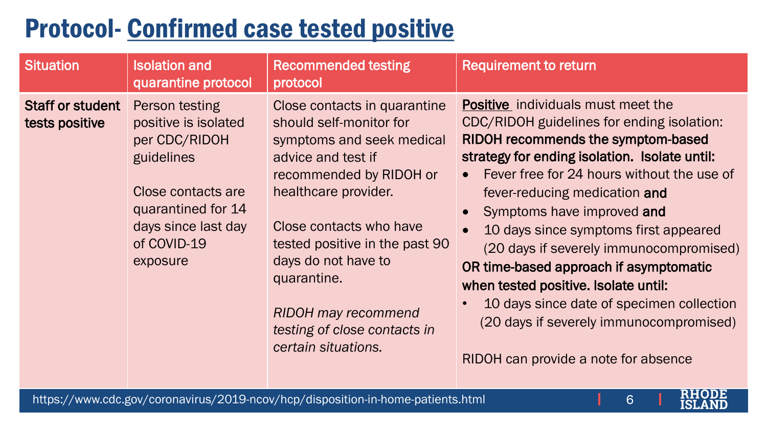# Protocol- Confirmed case tested positive

| Situation | Isolation and quarantine protocol | Recommended testing protocol | Requirement to return |
| --- | --- | --- | --- |
| **Staff or student tests positive** | Person testing positive is isolated per CDC/RIDOH guidelines<br><br>Close contacts are quarantined for 14 days since last day of COVID-19 exposure | Close contacts in quarantine should self-monitor for symptoms and seek medical advice and test if recommended by RIDOH or healthcare provider.<br><br>Close contacts who have tested positive in the past 90 days do not have to quarantine.<br><br>*RIDOH may recommend testing of close contacts in certain situations.* | Positive individuals must meet the CDC/RIDOH guidelines for ending isolation:<br>**RIDOH recommends the symptom-based strategy for ending isolation. Isolate until:**<br>• Fever free for 24 hours without the use of fever-reducing medication **and**<br>• Symptoms have improved **and**<br>• 10 days since symptoms first appeared (20 days if severely immunocompromised)<br>**OR time-based approach if asymptomatic when tested positive. Isolate until:**<br>• 10 days since date of specimen collection (20 days if severely immunocompromised)<br><br>RIDOH can provide a note for absence |

https://www.cdc.gov/coronavirus/2019-ncov/hcp/disposition-in-home-patients.html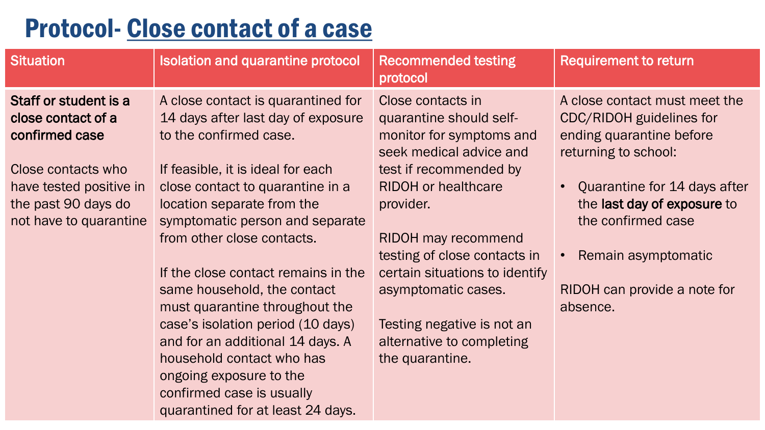# Protocol- Close contact of a case

| Situation | Isolation and quarantine protocol | Recommended testing protocol | Requirement to return |
| --- | --- | --- | --- |
| **Staff or student is a close contact of a confirmed case**<br><br>Close contacts who have tested positive in the past 90 days do not have to quarantine | A close contact is quarantined for 14 days after last day of exposure to the confirmed case.<br><br>If feasible, it is ideal for each close contact to quarantine in a location separate from the symptomatic person and separate from other close contacts.<br><br>If the close contact remains in the same household, the contact must quarantine throughout the case's isolation period (10 days) and for an additional 14 days. A household contact who has ongoing exposure to the confirmed case is usually quarantined for at least 24 days. | Close contacts in quarantine should self-monitor for symptoms and seek medical advice and test if recommended by RIDOH or healthcare provider.<br><br>RIDOH may recommend testing of close contacts in certain situations to identify asymptomatic cases.<br><br>Testing negative is not an alternative to completing the quarantine. | A close contact must meet the CDC/RIDOH guidelines for ending quarantine before returning to school:<br><br>• Quarantine for 14 days after the **last day of exposure** to the confirmed case<br><br>• Remain asymptomatic<br><br>RIDOH can provide a note for absence. |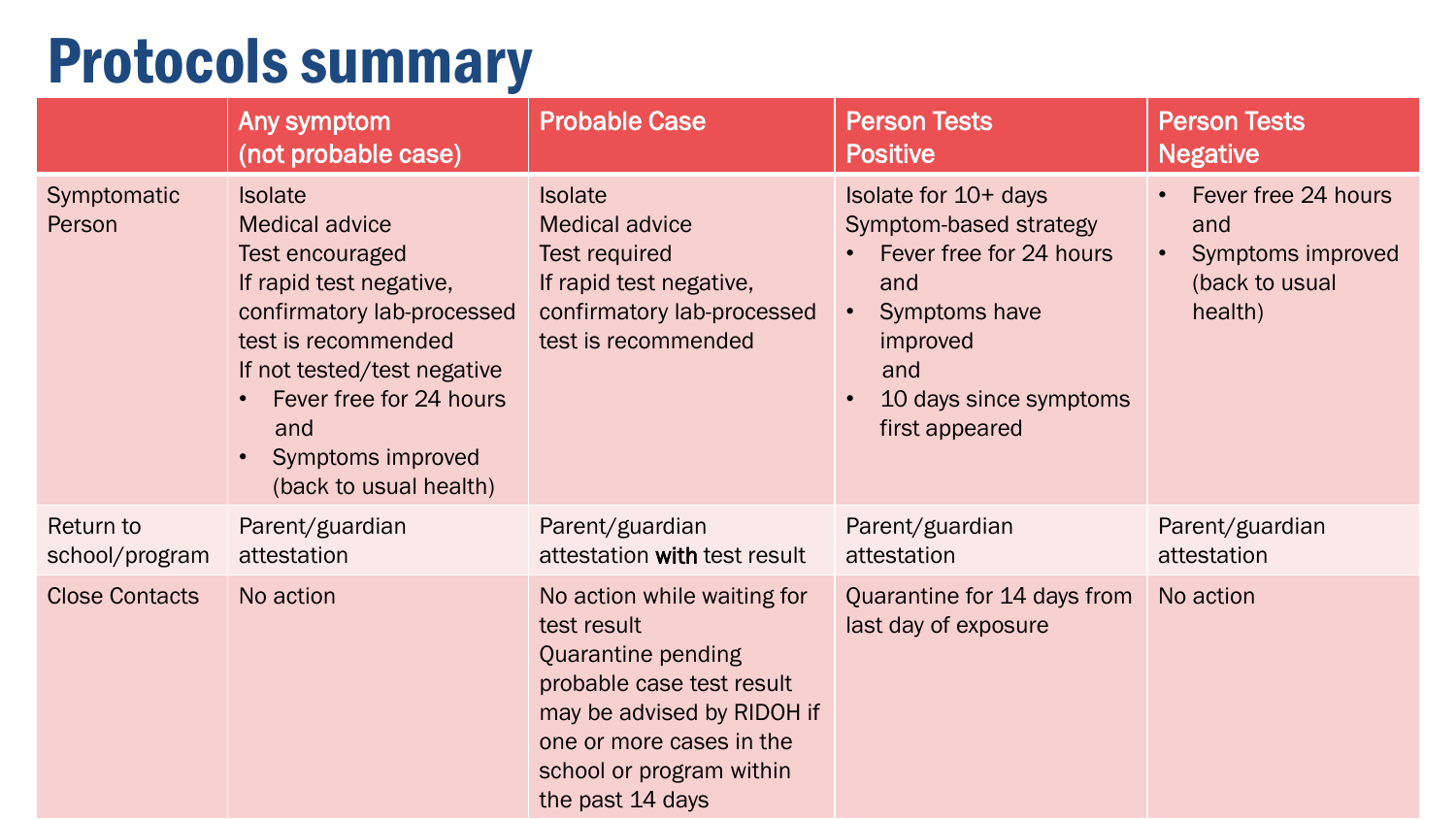# Protocols summary

| | Any symptom (not probable case) | Probable Case | Person Tests Positive | Person Tests Negative |
|---|---|---|---|---|
| Symptomatic Person | Isolate<br>Medical advice<br>Test encouraged<br>If rapid test negative, confirmatory lab-processed test is recommended<br>If not tested/test negative<br>• Fever free for 24 hours and<br>• Symptoms improved (back to usual health) | Isolate<br>Medical advice<br>Test required<br>If rapid test negative, confirmatory lab-processed test is recommended | Isolate for 10+ days<br>Symptom-based strategy<br>• Fever free for 24 hours and<br>• Symptoms have improved and<br>• 10 days since symptoms first appeared | • Fever free 24 hours and<br>• Symptoms improved (back to usual health) |
| Return to school/program | Parent/guardian attestation | Parent/guardian attestation **with** test result | Parent/guardian attestation | Parent/guardian attestation |
| Close Contacts | No action | No action while waiting for test result<br>Quarantine pending probable case test result may be advised by RIDOH if one or more cases in the school or program within the past 14 days | Quarantine for 14 days from last day of exposure | No action |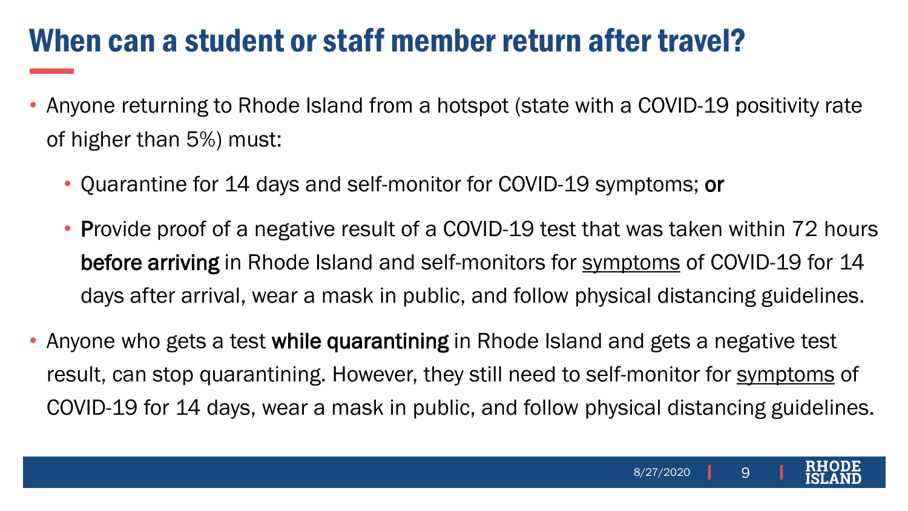# When can a student or staff member return after travel?

- Anyone returning to Rhode Island from a hotspot (state with a COVID-19 positivity rate of higher than 5%) must:
  - Quarantine for 14 days and self-monitor for COVID-19 symptoms; **or**
  - Provide proof of a negative result of a COVID-19 test that was taken within 72 hours **before arriving** in Rhode Island and self-monitors for symptoms of COVID-19 for 14 days after arrival, wear a mask in public, and follow physical distancing guidelines.
- Anyone who gets a test **while quarantining** in Rhode Island and gets a negative test result, can stop quarantining. However, they still need to self-monitor for symptoms of COVID-19 for 14 days, wear a mask in public, and follow physical distancing guidelines.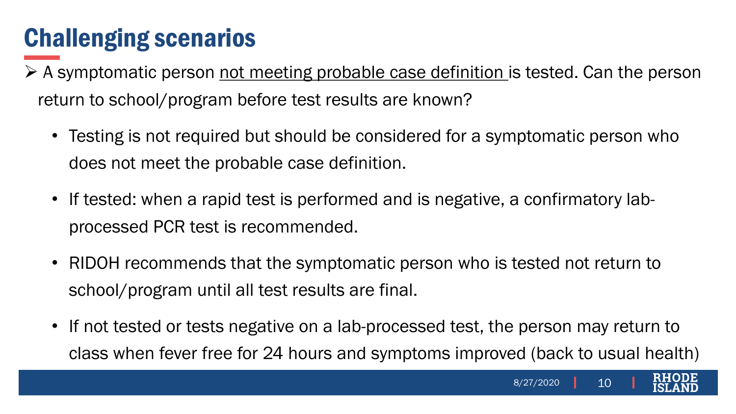# Challenging scenarios

- A symptomatic person not meeting probable case definition is tested. Can the person return to school/program before test results are known?
  - Testing is not required but should be considered for a symptomatic person who does not meet the probable case definition.
  - If tested: when a rapid test is performed and is negative, a confirmatory lab-processed PCR test is recommended.
  - RIDOH recommends that the symptomatic person who is tested not return to school/program until all test results are final.
  - If not tested or tests negative on a lab-processed test, the person may return to class when fever free for 24 hours and symptoms improved (back to usual health)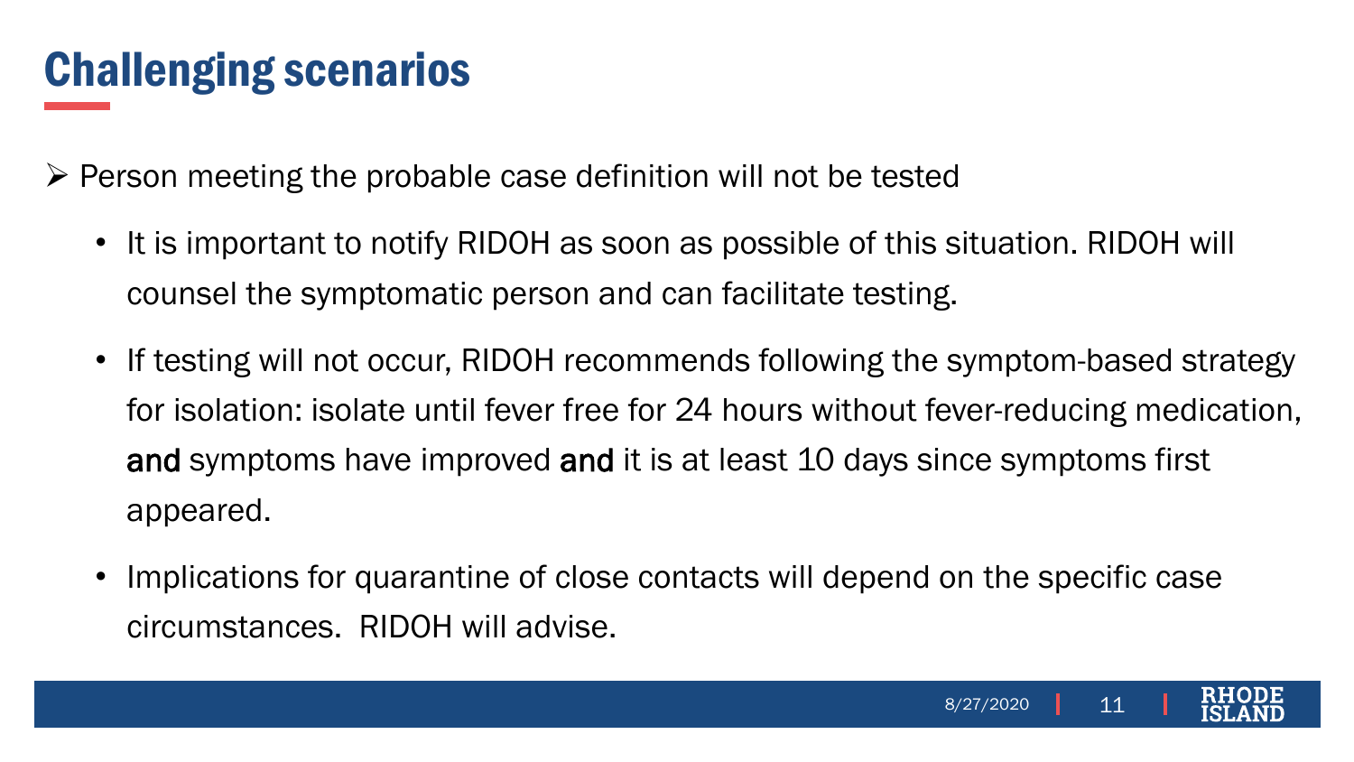# Challenging scenarios

- Person meeting the probable case definition will not be tested
  - It is important to notify RIDOH as soon as possible of this situation. RIDOH will counsel the symptomatic person and can facilitate testing.
  - If testing will not occur, RIDOH recommends following the symptom-based strategy for isolation: isolate until fever free for 24 hours without fever-reducing medication, **and** symptoms have improved **and** it is at least 10 days since symptoms first appeared.
  - Implications for quarantine of close contacts will depend on the specific case circumstances. RIDOH will advise.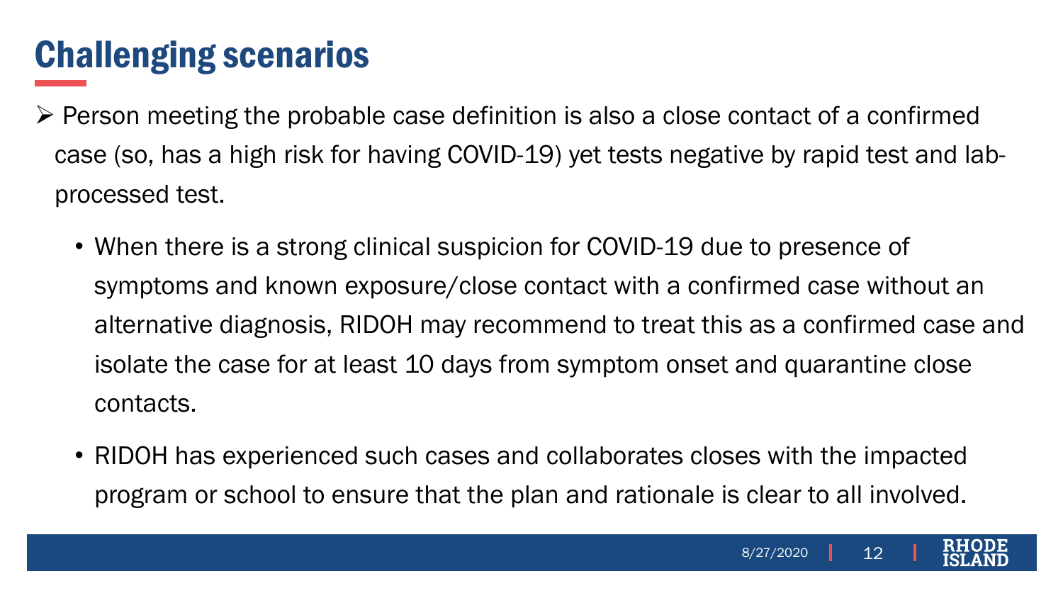# Challenging scenarios

- Person meeting the probable case definition is also a close contact of a confirmed case (so, has a high risk for having COVID-19) yet tests negative by rapid test and lab-processed test.
  - When there is a strong clinical suspicion for COVID-19 due to presence of symptoms and known exposure/close contact with a confirmed case without an alternative diagnosis, RIDOH may recommend to treat this as a confirmed case and isolate the case for at least 10 days from symptom onset and quarantine close contacts.
  - RIDOH has experienced such cases and collaborates closes with the impacted program or school to ensure that the plan and rationale is clear to all involved.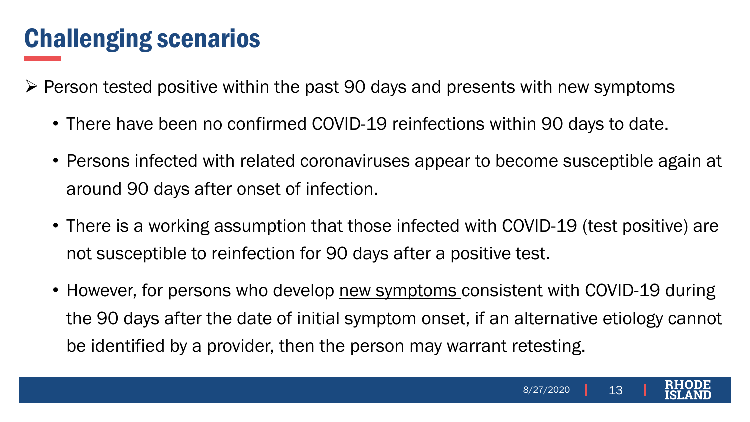# Challenging scenarios

- Person tested positive within the past 90 days and presents with new symptoms
  - There have been no confirmed COVID-19 reinfections within 90 days to date.
  - Persons infected with related coronaviruses appear to become susceptible again at around 90 days after onset of infection.
  - There is a working assumption that those infected with COVID-19 (test positive) are not susceptible to reinfection for 90 days after a positive test.
  - However, for persons who develop <u>new symptoms</u> consistent with COVID-19 during the 90 days after the date of initial symptom onset, if an alternative etiology cannot be identified by a provider, then the person may warrant retesting.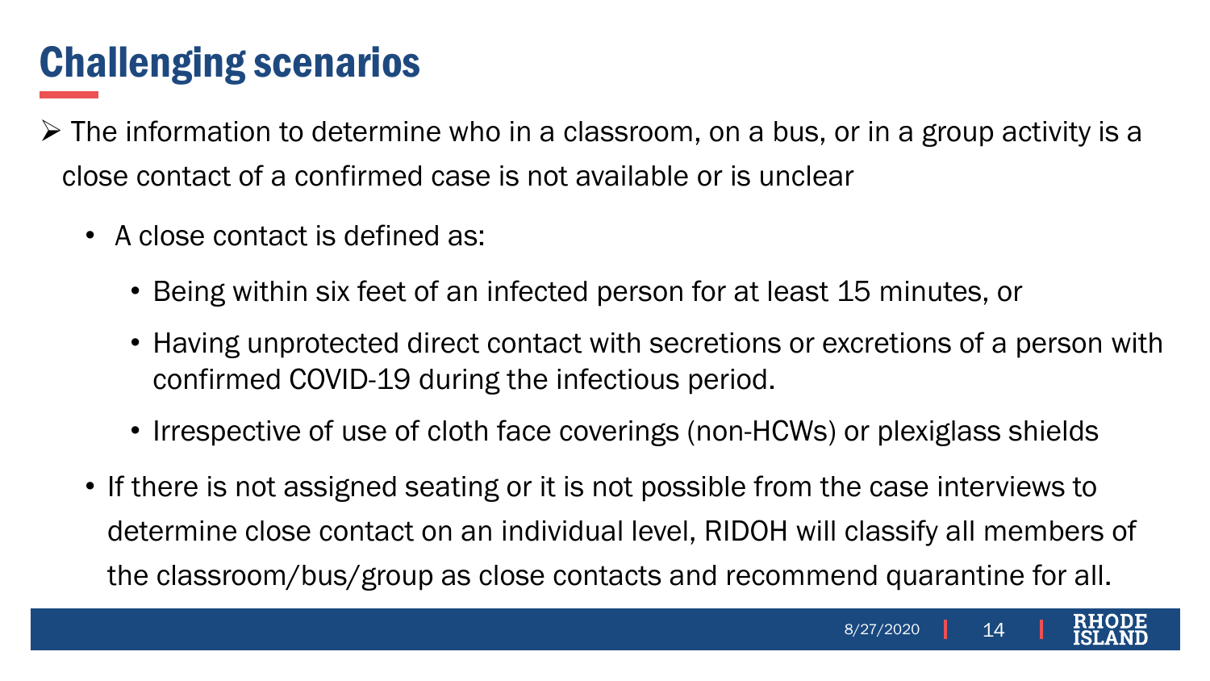# Challenging scenarios

- The information to determine who in a classroom, on a bus, or in a group activity is a close contact of a confirmed case is not available or is unclear
  - A close contact is defined as:
    - Being within six feet of an infected person for at least 15 minutes, or
    - Having unprotected direct contact with secretions or excretions of a person with confirmed COVID-19 during the infectious period.
    - Irrespective of use of cloth face coverings (non-HCWs) or plexiglass shields
  - If there is not assigned seating or it is not possible from the case interviews to determine close contact on an individual level, RIDOH will classify all members of the classroom/bus/group as close contacts and recommend quarantine for all.